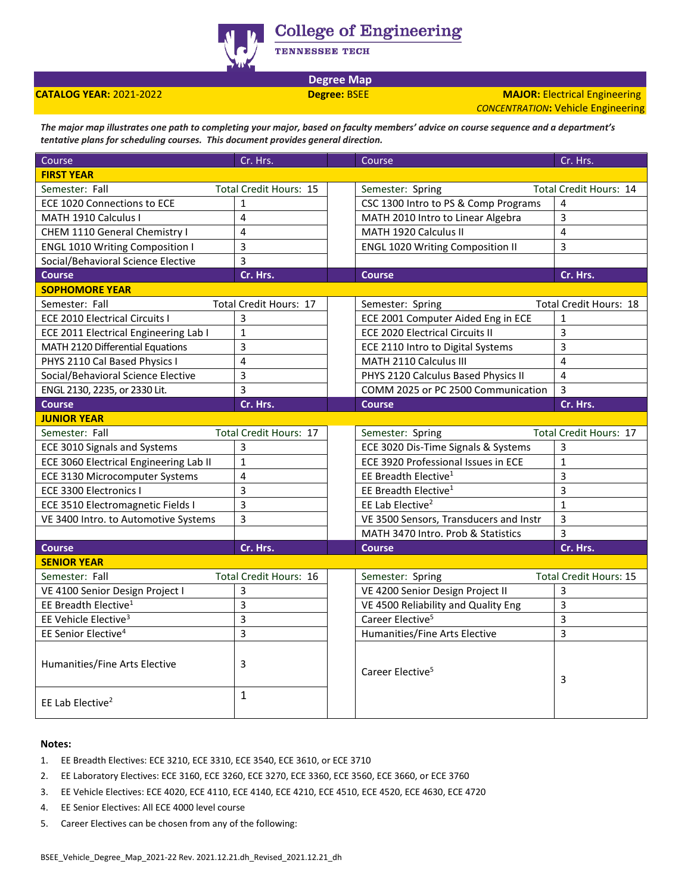# College of Engineering

TENNESSEE TECH

## Degree Map

**CATALOG YEAR:** 2021-2022 | **Degree:** BSEE | **MAJOR:** Electrical Engineering

*CONCENTRATION***:** Vehicle Engineering

***The major map illustrates one path to completing your major, based on faculty members' advice on course sequence and a department's tentative plans for scheduling courses. This document provides general direction.***

| Course | Cr. Hrs. | Course | Cr. Hrs. |
|---|---|---|---|
| **FIRST YEAR** | | | |
| Semester: Fall — Total Credit Hours: 15 | | Semester: Spring — Total Credit Hours: 14 | |
| ECE 1020 Connections to ECE | 1 | CSC 1300 Intro to PS & Comp Programs | 4 |
| MATH 1910 Calculus I | 4 | MATH 2010 Intro to Linear Algebra | 3 |
| CHEM 1110 General Chemistry I | 4 | MATH 1920 Calculus II | 4 |
| ENGL 1010 Writing Composition I | 3 | ENGL 1020 Writing Composition II | 3 |
| Social/Behavioral Science Elective | 3 | | |
| **Course** | **Cr. Hrs.** | **Course** | **Cr. Hrs.** |
| **SOPHOMORE YEAR** | | | |
| Semester: Fall — Total Credit Hours: 17 | | Semester: Spring — Total Credit Hours: 18 | |
| ECE 2010 Electrical Circuits I | 3 | ECE 2001 Computer Aided Eng in ECE | 1 |
| ECE 2011 Electrical Engineering Lab I | 1 | ECE 2020 Electrical Circuits II | 3 |
| MATH 2120 Differential Equations | 3 | ECE 2110 Intro to Digital Systems | 3 |
| PHYS 2110 Cal Based Physics I | 4 | MATH 2110 Calculus III | 4 |
| Social/Behavioral Science Elective | 3 | PHYS 2120 Calculus Based Physics II | 4 |
| ENGL 2130, 2235, or 2330 Lit. | 3 | COMM 2025 or PC 2500 Communication | 3 |
| **Course** | **Cr. Hrs.** | **Course** | **Cr. Hrs.** |
| **JUNIOR YEAR** | | | |
| Semester: Fall — Total Credit Hours: 17 | | Semester: Spring — Total Credit Hours: 17 | |
| ECE 3010 Signals and Systems | 3 | ECE 3020 Dis-Time Signals & Systems | 3 |
| ECE 3060 Electrical Engineering Lab II | 1 | ECE 3920 Professional Issues in ECE | 1 |
| ECE 3130 Microcomputer Systems | 4 | EE Breadth Elective[1] | 3 |
| ECE 3300 Electronics I | 3 | EE Breadth Elective[1] | 3 |
| ECE 3510 Electromagnetic Fields I | 3 | EE Lab Elective[2] | 1 |
| VE 3400 Intro. to Automotive Systems | 3 | VE 3500 Sensors, Transducers and Instr | 3 |
| | | MATH 3470 Intro. Prob & Statistics | 3 |
| **Course** | **Cr. Hrs.** | **Course** | **Cr. Hrs.** |
| **SENIOR YEAR** | | | |
| Semester: Fall — Total Credit Hours: 16 | | Semester: Spring — Total Credit Hours: 15 | |
| VE 4100 Senior Design Project I | 3 | VE 4200 Senior Design Project II | 3 |
| EE Breadth Elective[1] | 3 | VE 4500 Reliability and Quality Eng | 3 |
| EE Vehicle Elective[3] | 3 | Career Elective[5] | 3 |
| EE Senior Elective[4] | 3 | Humanities/Fine Arts Elective | 3 |
| Humanities/Fine Arts Elective | 3 | Career Elective[5] | 3 |
| EE Lab Elective[2] | 1 | | |

**Notes:**

1. EE Breadth Electives: ECE 3210, ECE 3310, ECE 3540, ECE 3610, or ECE 3710
2. EE Laboratory Electives: ECE 3160, ECE 3260, ECE 3270, ECE 3360, ECE 3560, ECE 3660, or ECE 3760
3. EE Vehicle Electives: ECE 4020, ECE 4110, ECE 4140, ECE 4210, ECE 4510, ECE 4520, ECE 4630, ECE 4720
4. EE Senior Electives: All ECE 4000 level course
5. Career Electives can be chosen from any of the following: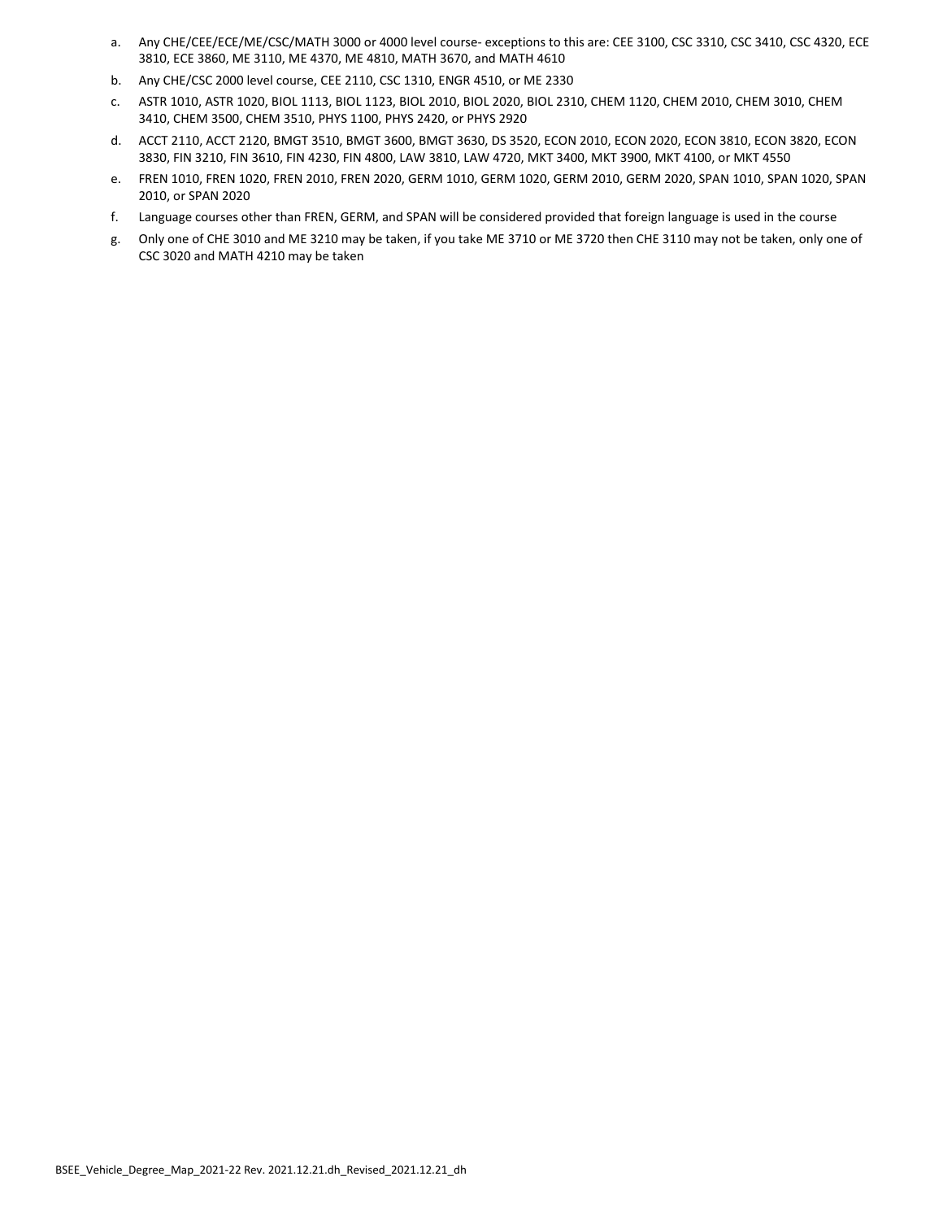a. Any CHE/CEE/ECE/ME/CSC/MATH 3000 or 4000 level course- exceptions to this are: CEE 3100, CSC 3310, CSC 3410, CSC 4320, ECE 3810, ECE 3860, ME 3110, ME 4370, ME 4810, MATH 3670, and MATH 4610

b. Any CHE/CSC 2000 level course, CEE 2110, CSC 1310, ENGR 4510, or ME 2330

c. ASTR 1010, ASTR 1020, BIOL 1113, BIOL 1123, BIOL 2010, BIOL 2020, BIOL 2310, CHEM 1120, CHEM 2010, CHEM 3010, CHEM 3410, CHEM 3500, CHEM 3510, PHYS 1100, PHYS 2420, or PHYS 2920

d. ACCT 2110, ACCT 2120, BMGT 3510, BMGT 3600, BMGT 3630, DS 3520, ECON 2010, ECON 2020, ECON 3810, ECON 3820, ECON 3830, FIN 3210, FIN 3610, FIN 4230, FIN 4800, LAW 3810, LAW 4720, MKT 3400, MKT 3900, MKT 4100, or MKT 4550

e. FREN 1010, FREN 1020, FREN 2010, FREN 2020, GERM 1010, GERM 1020, GERM 2010, GERM 2020, SPAN 1010, SPAN 1020, SPAN 2010, or SPAN 2020

f. Language courses other than FREN, GERM, and SPAN will be considered provided that foreign language is used in the course

g. Only one of CHE 3010 and ME 3210 may be taken, if you take ME 3710 or ME 3720 then CHE 3110 may not be taken, only one of CSC 3020 and MATH 4210 may be taken